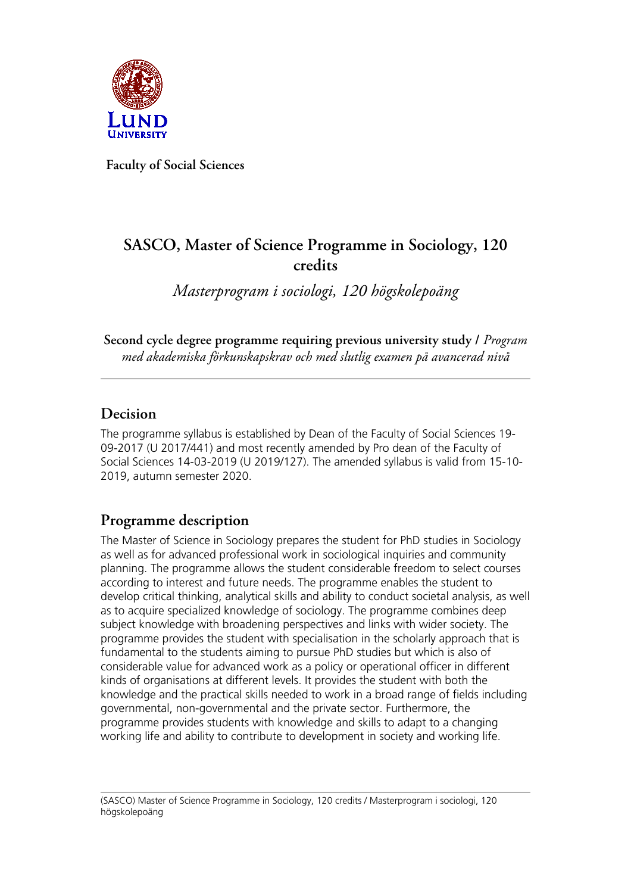**Faculty of Social Sciences**

# SASCO, Master of Science Programme in Sociology, 120 credits

*Masterprogram i sociologi, 120 högskolepoäng*

**Second cycle degree programme requiring previous university study /** *Program med akademiska förkunskapskrav och med slutlig examen på avancerad nivå*

---

## Decision

The programme syllabus is established by Dean of the Faculty of Social Sciences 19-09-2017 (U 2017/441) and most recently amended by Pro dean of the Faculty of Social Sciences 14-03-2019 (U 2019/127). The amended syllabus is valid from 15-10-2019, autumn semester 2020.

## Programme description

The Master of Science in Sociology prepares the student for PhD studies in Sociology as well as for advanced professional work in sociological inquiries and community planning. The programme allows the student considerable freedom to select courses according to interest and future needs. The programme enables the student to develop critical thinking, analytical skills and ability to conduct societal analysis, as well as to acquire specialized knowledge of sociology. The programme combines deep subject knowledge with broadening perspectives and links with wider society. The programme provides the student with specialisation in the scholarly approach that is fundamental to the students aiming to pursue PhD studies but which is also of considerable value for advanced work as a policy or operational officer in different kinds of organisations at different levels. It provides the student with both the knowledge and the practical skills needed to work in a broad range of fields including governmental, non-governmental and the private sector. Furthermore, the programme provides students with knowledge and skills to adapt to a changing working life and ability to contribute to development in society and working life.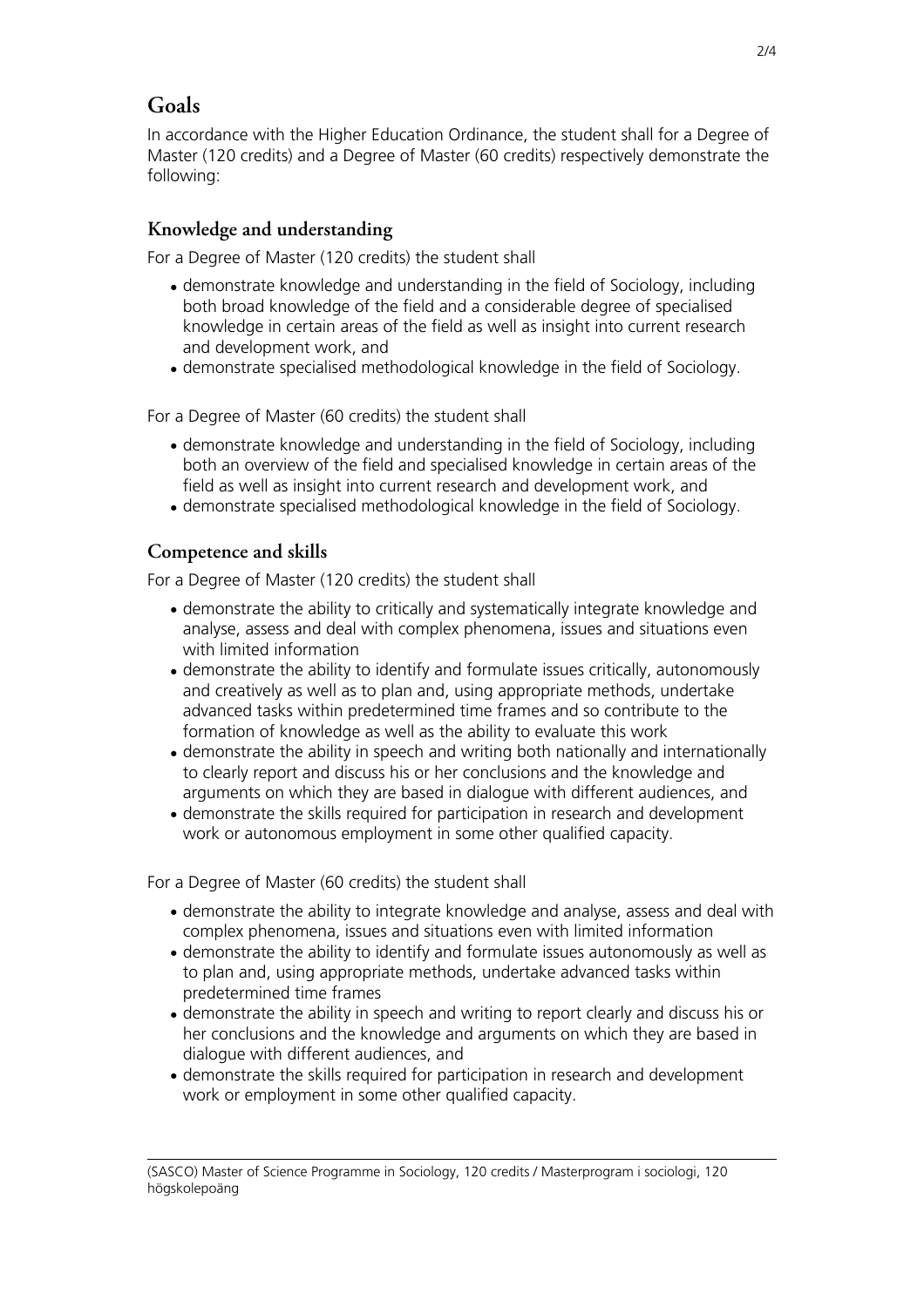# Goals

In accordance with the Higher Education Ordinance, the student shall for a Degree of Master (120 credits) and a Degree of Master (60 credits) respectively demonstrate the following:

## Knowledge and understanding

For a Degree of Master (120 credits) the student shall

- demonstrate knowledge and understanding in the field of Sociology, including both broad knowledge of the field and a considerable degree of specialised knowledge in certain areas of the field as well as insight into current research and development work, and
- demonstrate specialised methodological knowledge in the field of Sociology.

For a Degree of Master (60 credits) the student shall

- demonstrate knowledge and understanding in the field of Sociology, including both an overview of the field and specialised knowledge in certain areas of the field as well as insight into current research and development work, and
- demonstrate specialised methodological knowledge in the field of Sociology.

## Competence and skills

For a Degree of Master (120 credits) the student shall

- demonstrate the ability to critically and systematically integrate knowledge and analyse, assess and deal with complex phenomena, issues and situations even with limited information
- demonstrate the ability to identify and formulate issues critically, autonomously and creatively as well as to plan and, using appropriate methods, undertake advanced tasks within predetermined time frames and so contribute to the formation of knowledge as well as the ability to evaluate this work
- demonstrate the ability in speech and writing both nationally and internationally to clearly report and discuss his or her conclusions and the knowledge and arguments on which they are based in dialogue with different audiences, and
- demonstrate the skills required for participation in research and development work or autonomous employment in some other qualified capacity.

For a Degree of Master (60 credits) the student shall

- demonstrate the ability to integrate knowledge and analyse, assess and deal with complex phenomena, issues and situations even with limited information
- demonstrate the ability to identify and formulate issues autonomously as well as to plan and, using appropriate methods, undertake advanced tasks within predetermined time frames
- demonstrate the ability in speech and writing to report clearly and discuss his or her conclusions and the knowledge and arguments on which they are based in dialogue with different audiences, and
- demonstrate the skills required for participation in research and development work or employment in some other qualified capacity.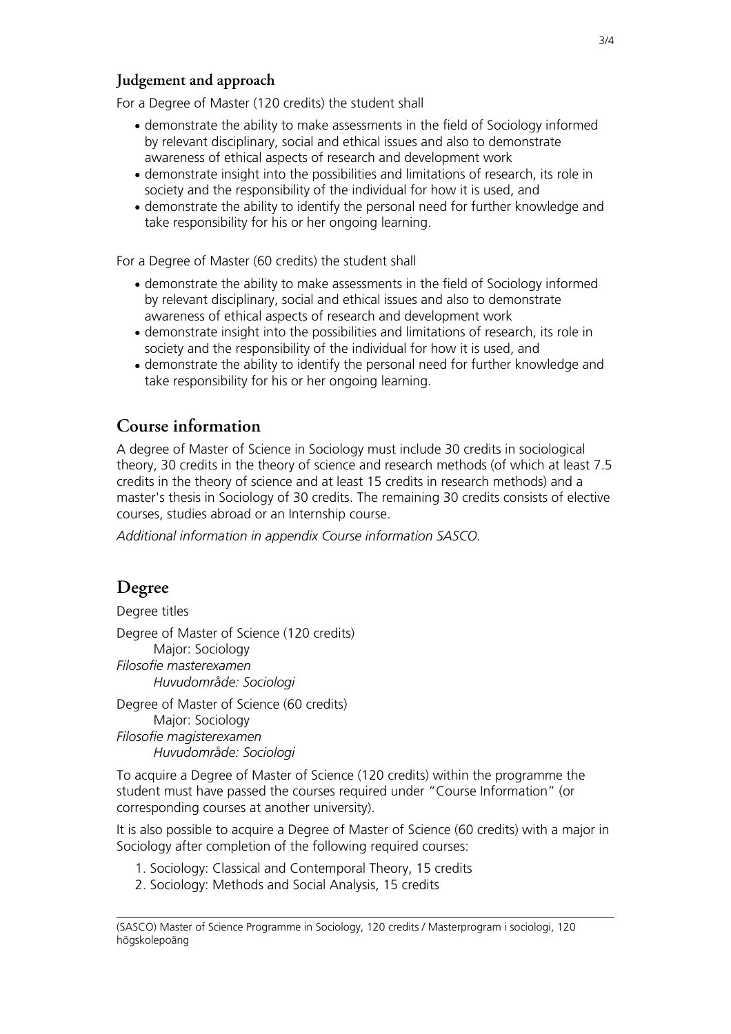### Judgement and approach

For a Degree of Master (120 credits) the student shall

- demonstrate the ability to make assessments in the field of Sociology informed by relevant disciplinary, social and ethical issues and also to demonstrate awareness of ethical aspects of research and development work
- demonstrate insight into the possibilities and limitations of research, its role in society and the responsibility of the individual for how it is used, and
- demonstrate the ability to identify the personal need for further knowledge and take responsibility for his or her ongoing learning.

For a Degree of Master (60 credits) the student shall

- demonstrate the ability to make assessments in the field of Sociology informed by relevant disciplinary, social and ethical issues and also to demonstrate awareness of ethical aspects of research and development work
- demonstrate insight into the possibilities and limitations of research, its role in society and the responsibility of the individual for how it is used, and
- demonstrate the ability to identify the personal need for further knowledge and take responsibility for his or her ongoing learning.

## Course information

A degree of Master of Science in Sociology must include 30 credits in sociological theory, 30 credits in the theory of science and research methods (of which at least 7.5 credits in the theory of science and at least 15 credits in research methods) and a master's thesis in Sociology of 30 credits. The remaining 30 credits consists of elective courses, studies abroad or an Internship course.

*Additional information in appendix Course information SASCO.*

## Degree

Degree titles

Degree of Master of Science (120 credits)
Major: Sociology
*Filosofie masterexamen*
*Huvudområde: Sociologi*

Degree of Master of Science (60 credits)
Major: Sociology
*Filosofie magisterexamen*
*Huvudområde: Sociologi*

To acquire a Degree of Master of Science (120 credits) within the programme the student must have passed the courses required under "Course Information" (or corresponding courses at another university).

It is also possible to acquire a Degree of Master of Science (60 credits) with a major in Sociology after completion of the following required courses:

1. Sociology: Classical and Contemporal Theory, 15 credits
2. Sociology: Methods and Social Analysis, 15 credits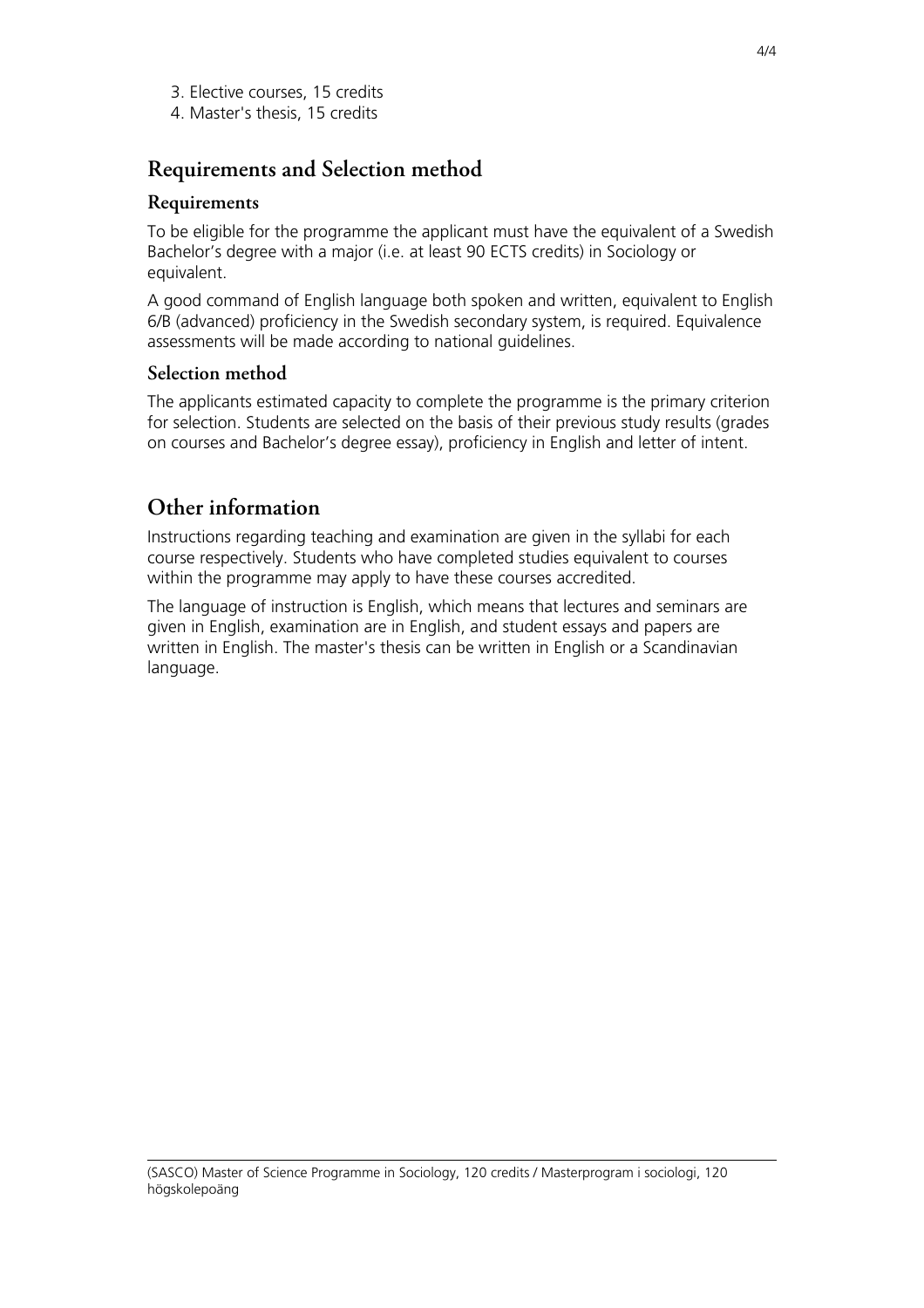3. Elective courses, 15 credits
4. Master's thesis, 15 credits

## Requirements and Selection method

### Requirements

To be eligible for the programme the applicant must have the equivalent of a Swedish Bachelor's degree with a major (i.e. at least 90 ECTS credits) in Sociology or equivalent.

A good command of English language both spoken and written, equivalent to English 6/B (advanced) proficiency in the Swedish secondary system, is required. Equivalence assessments will be made according to national guidelines.

### Selection method

The applicants estimated capacity to complete the programme is the primary criterion for selection. Students are selected on the basis of their previous study results (grades on courses and Bachelor's degree essay), proficiency in English and letter of intent.

## Other information

Instructions regarding teaching and examination are given in the syllabi for each course respectively. Students who have completed studies equivalent to courses within the programme may apply to have these courses accredited.

The language of instruction is English, which means that lectures and seminars are given in English, examination are in English, and student essays and papers are written in English. The master's thesis can be written in English or a Scandinavian language.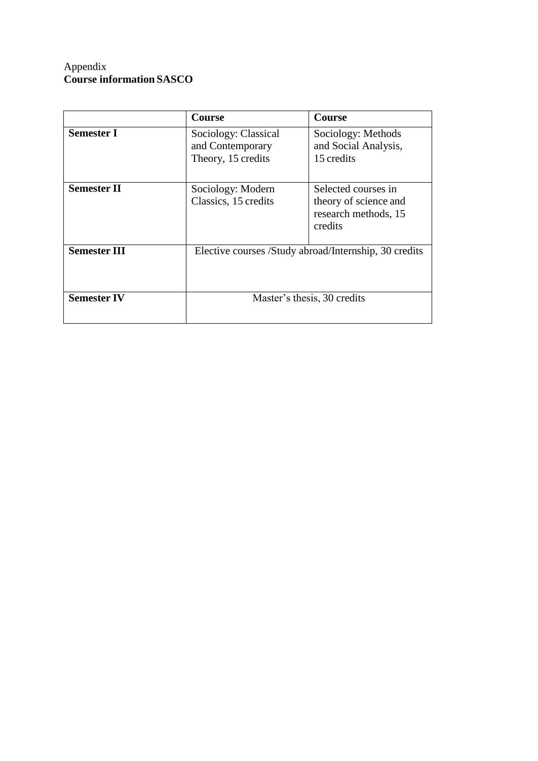Appendix
**Course information SASCO**

| | **Course** | **Course** |
|---|---|---|
| **Semester I** | Sociology: Classical and Contemporary Theory, 15 credits | Sociology: Methods and Social Analysis, 15 credits |
| **Semester II** | Sociology: Modern Classics, 15 credits | Selected courses in theory of science and research methods, 15 credits |
| **Semester III** | Elective courses /Study abroad/Internship, 30 credits | |
| **Semester IV** | Master's thesis, 30 credits | |